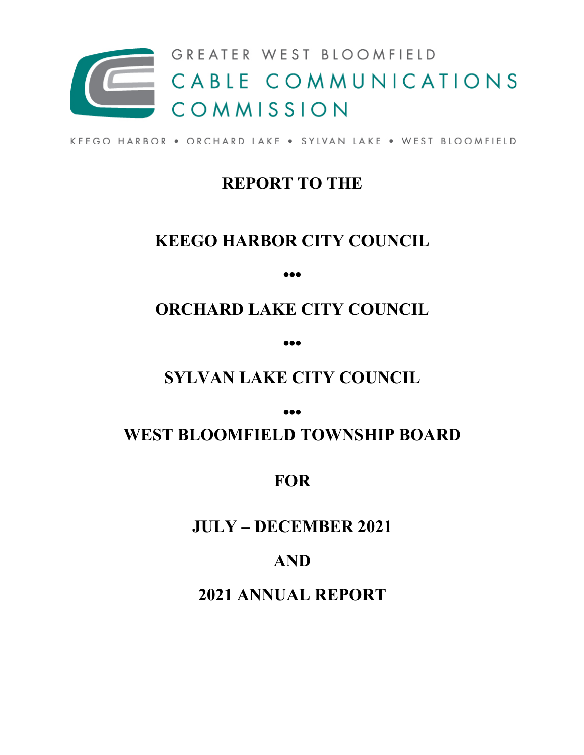GREATER WEST BLOOMFIELD

CABLE COMMUNICATIONS

COMMISSION

KEEGO HARBOR • ORCHARD LAKE • SYLVAN LAKE • WEST BLOOMFIELD

# REPORT TO THE

# KEEGO HARBOR CITY COUNCIL

•••

# ORCHARD LAKE CITY COUNCIL

•••

# SYLVAN LAKE CITY COUNCIL

•••

# WEST BLOOMFIELD TOWNSHIP BOARD

# FOR

# JULY – DECEMBER 2021

# AND

# 2021 ANNUAL REPORT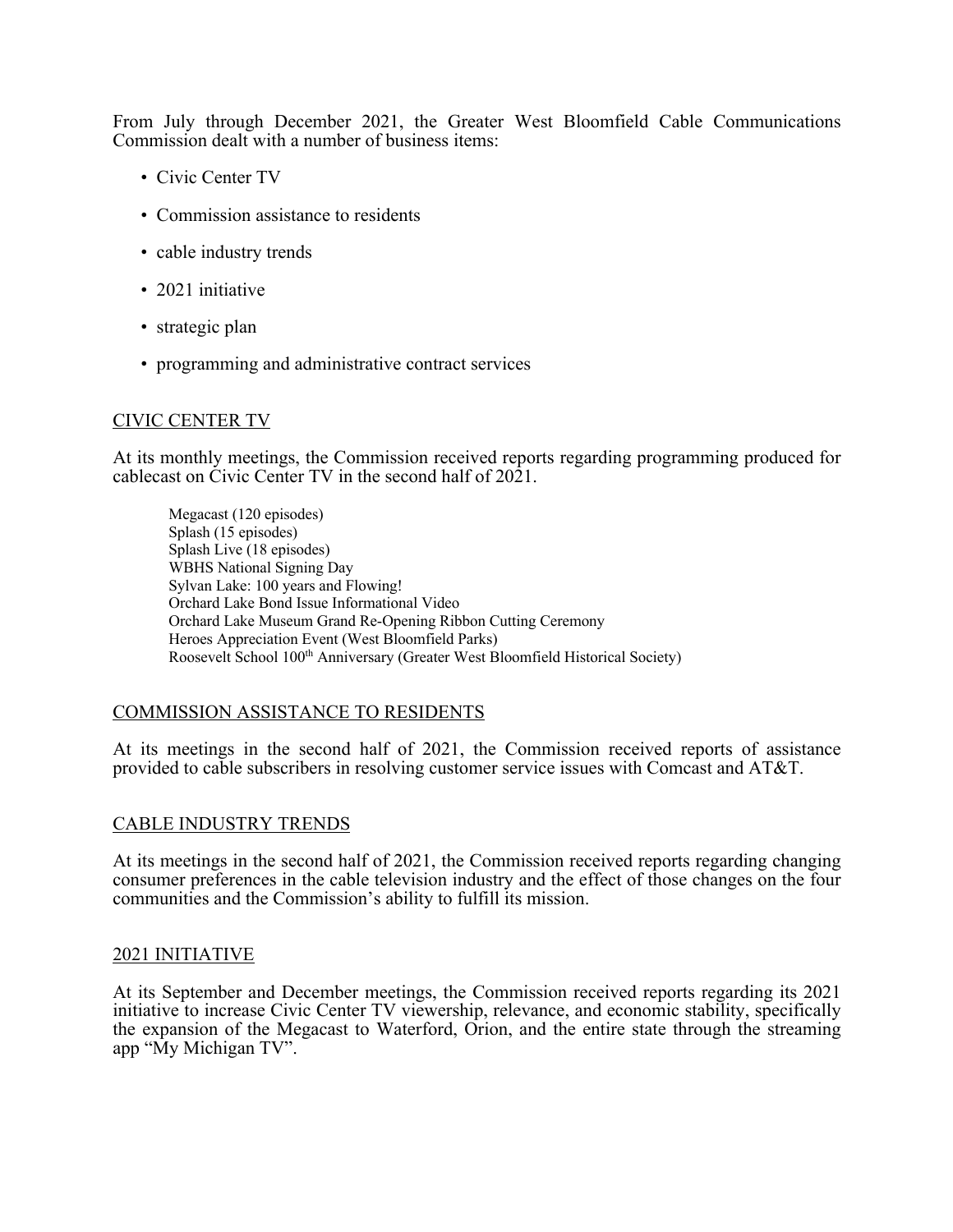From July through December 2021, the Greater West Bloomfield Cable Communications Commission dealt with a number of business items:

- Civic Center TV
- Commission assistance to residents
- cable industry trends
- 2021 initiative
- strategic plan
- programming and administrative contract services

## CIVIC CENTER TV

At its monthly meetings, the Commission received reports regarding programming produced for cablecast on Civic Center TV in the second half of 2021.

> Megacast (120 episodes)
> Splash (15 episodes)
> Splash Live (18 episodes)
> WBHS National Signing Day
> Sylvan Lake: 100 years and Flowing!
> Orchard Lake Bond Issue Informational Video
> Orchard Lake Museum Grand Re-Opening Ribbon Cutting Ceremony
> Heroes Appreciation Event (West Bloomfield Parks)
> Roosevelt School 100th Anniversary (Greater West Bloomfield Historical Society)

## COMMISSION ASSISTANCE TO RESIDENTS

At its meetings in the second half of 2021, the Commission received reports of assistance provided to cable subscribers in resolving customer service issues with Comcast and AT&T.

## CABLE INDUSTRY TRENDS

At its meetings in the second half of 2021, the Commission received reports regarding changing consumer preferences in the cable television industry and the effect of those changes on the four communities and the Commission's ability to fulfill its mission.

## 2021 INITIATIVE

At its September and December meetings, the Commission received reports regarding its 2021 initiative to increase Civic Center TV viewership, relevance, and economic stability, specifically the expansion of the Megacast to Waterford, Orion, and the entire state through the streaming app "My Michigan TV".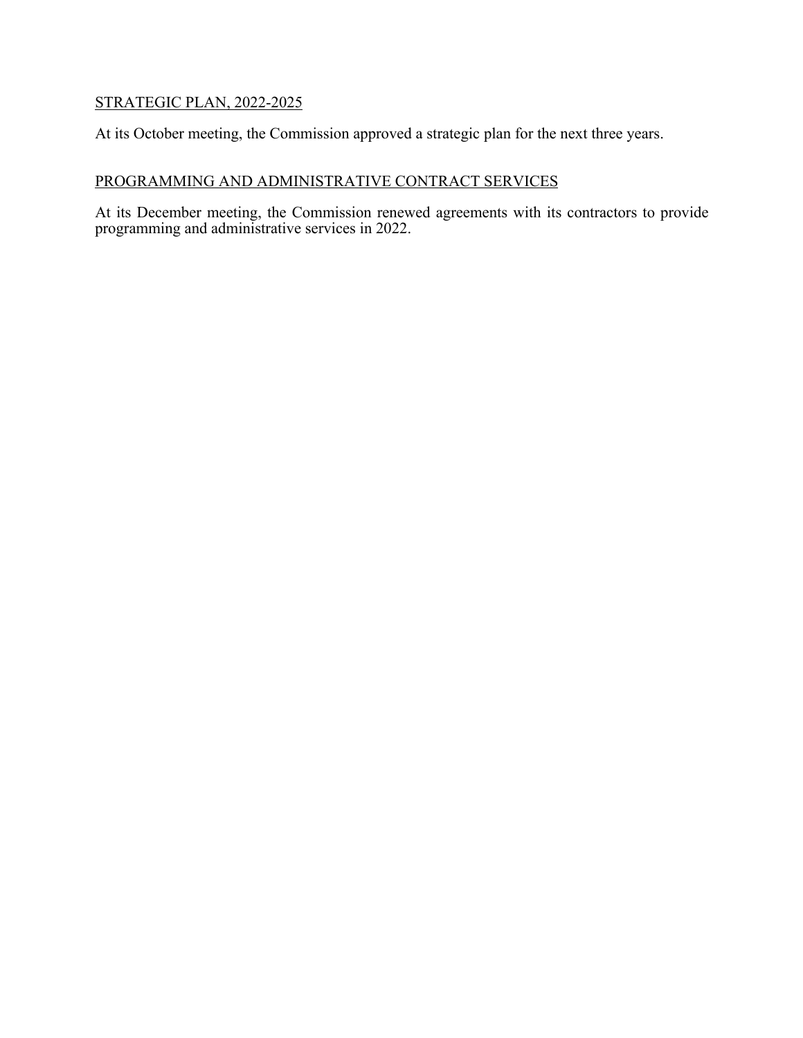## STRATEGIC PLAN, 2022-2025

At its October meeting, the Commission approved a strategic plan for the next three years.

## PROGRAMMING AND ADMINISTRATIVE CONTRACT SERVICES

At its December meeting, the Commission renewed agreements with its contractors to provide programming and administrative services in 2022.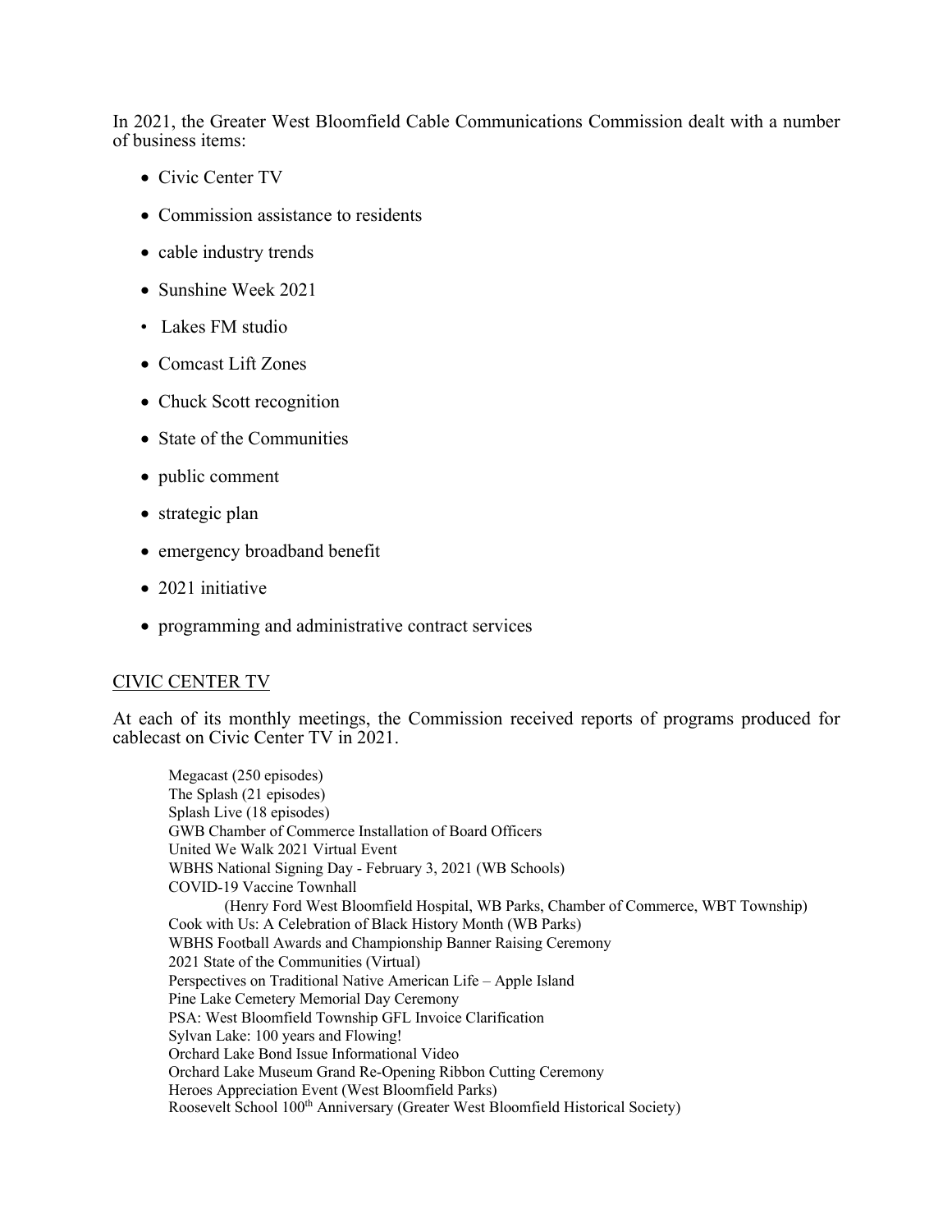In 2021, the Greater West Bloomfield Cable Communications Commission dealt with a number of business items:

- Civic Center TV
- Commission assistance to residents
- cable industry trends
- Sunshine Week 2021
- Lakes FM studio
- Comcast Lift Zones
- Chuck Scott recognition
- State of the Communities
- public comment
- strategic plan
- emergency broadband benefit
- 2021 initiative
- programming and administrative contract services

## CIVIC CENTER TV

At each of its monthly meetings, the Commission received reports of programs produced for cablecast on Civic Center TV in 2021.

Megacast (250 episodes)
The Splash (21 episodes)
Splash Live (18 episodes)
GWB Chamber of Commerce Installation of Board Officers
United We Walk 2021 Virtual Event
WBHS National Signing Day - February 3, 2021 (WB Schools)
COVID-19 Vaccine Townhall
(Henry Ford West Bloomfield Hospital, WB Parks, Chamber of Commerce, WBT Township)
Cook with Us: A Celebration of Black History Month (WB Parks)
WBHS Football Awards and Championship Banner Raising Ceremony
2021 State of the Communities (Virtual)
Perspectives on Traditional Native American Life – Apple Island
Pine Lake Cemetery Memorial Day Ceremony
PSA: West Bloomfield Township GFL Invoice Clarification
Sylvan Lake: 100 years and Flowing!
Orchard Lake Bond Issue Informational Video
Orchard Lake Museum Grand Re-Opening Ribbon Cutting Ceremony
Heroes Appreciation Event (West Bloomfield Parks)
Roosevelt School 100th Anniversary (Greater West Bloomfield Historical Society)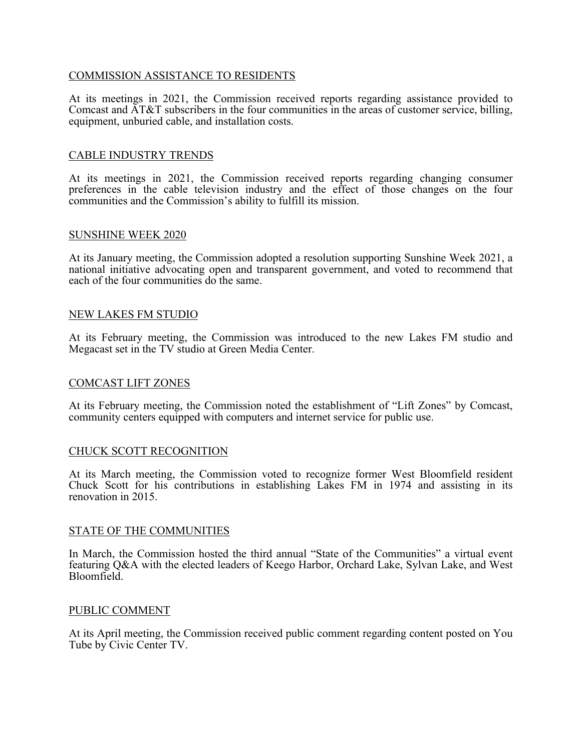## COMMISSION ASSISTANCE TO RESIDENTS

At its meetings in 2021, the Commission received reports regarding assistance provided to Comcast and AT&T subscribers in the four communities in the areas of customer service, billing, equipment, unburied cable, and installation costs.

## CABLE INDUSTRY TRENDS

At its meetings in 2021, the Commission received reports regarding changing consumer preferences in the cable television industry and the effect of those changes on the four communities and the Commission's ability to fulfill its mission.

## SUNSHINE WEEK 2020

At its January meeting, the Commission adopted a resolution supporting Sunshine Week 2021, a national initiative advocating open and transparent government, and voted to recommend that each of the four communities do the same.

## NEW LAKES FM STUDIO

At its February meeting, the Commission was introduced to the new Lakes FM studio and Megacast set in the TV studio at Green Media Center.

## COMCAST LIFT ZONES

At its February meeting, the Commission noted the establishment of "Lift Zones" by Comcast, community centers equipped with computers and internet service for public use.

## CHUCK SCOTT RECOGNITION

At its March meeting, the Commission voted to recognize former West Bloomfield resident Chuck Scott for his contributions in establishing Lakes FM in 1974 and assisting in its renovation in 2015.

## STATE OF THE COMMUNITIES

In March, the Commission hosted the third annual "State of the Communities" a virtual event featuring Q&A with the elected leaders of Keego Harbor, Orchard Lake, Sylvan Lake, and West Bloomfield.

## PUBLIC COMMENT

At its April meeting, the Commission received public comment regarding content posted on You Tube by Civic Center TV.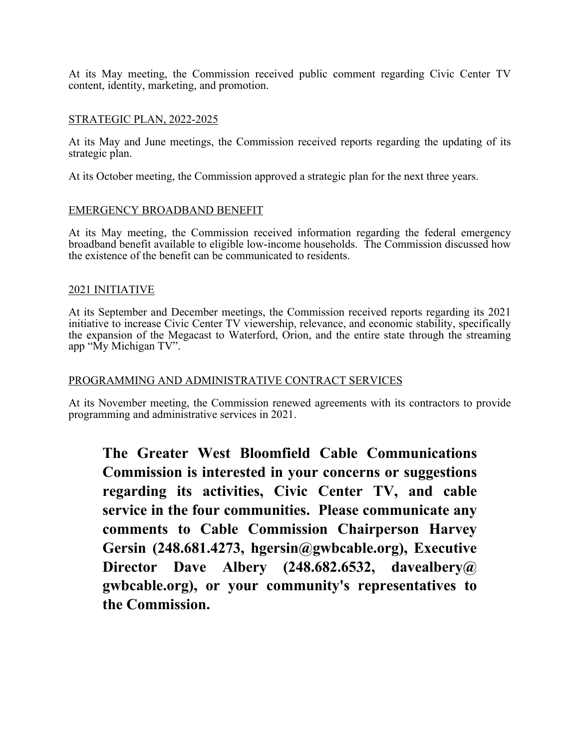At its May meeting, the Commission received public comment regarding Civic Center TV content, identity, marketing, and promotion.

## STRATEGIC PLAN, 2022-2025

At its May and June meetings, the Commission received reports regarding the updating of its strategic plan.

At its October meeting, the Commission approved a strategic plan for the next three years.

## EMERGENCY BROADBAND BENEFIT

At its May meeting, the Commission received information regarding the federal emergency broadband benefit available to eligible low-income households. The Commission discussed how the existence of the benefit can be communicated to residents.

## 2021 INITIATIVE

At its September and December meetings, the Commission received reports regarding its 2021 initiative to increase Civic Center TV viewership, relevance, and economic stability, specifically the expansion of the Megacast to Waterford, Orion, and the entire state through the streaming app "My Michigan TV".

## PROGRAMMING AND ADMINISTRATIVE CONTRACT SERVICES

At its November meeting, the Commission renewed agreements with its contractors to provide programming and administrative services in 2021.

**The Greater West Bloomfield Cable Communications Commission is interested in your concerns or suggestions regarding its activities, Civic Center TV, and cable service in the four communities. Please communicate any comments to Cable Commission Chairperson Harvey Gersin (248.681.4273, hgersin@gwbcable.org), Executive Director Dave Albery (248.682.6532, davealbery@ gwbcable.org), or your community's representatives to the Commission.**